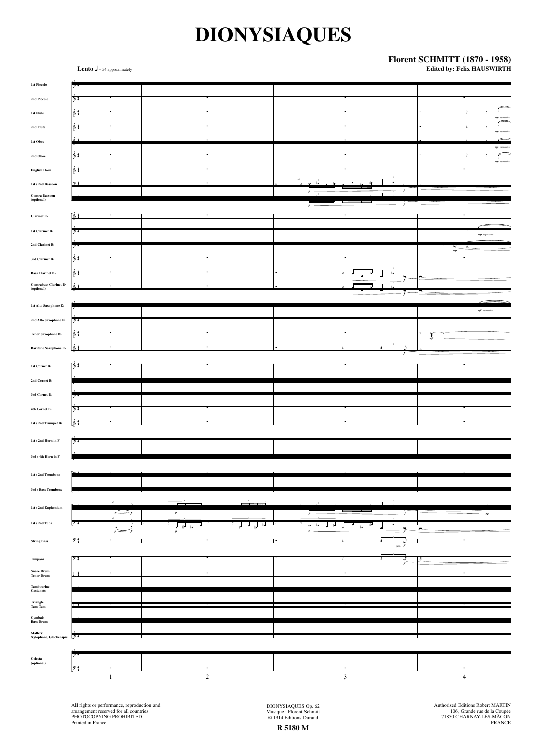# DIONYSIAQUES

**Florent SCHMITT (1870 - 1958)**
**Edited by: Felix HAUSWIRTH**

**Lento** ♩ = 54 approximately

1st Piccolo
2nd Piccolo
1st Flute
2nd Flute
1st Oboe
2nd Oboe
English Horn
1st / 2nd Bassoon
Contra Bassoon (optional)
Clarinet E♭
1st Clarinet B♭
2nd Clarinet B♭
3rd Clarinet B♭
Bass Clarinet B♭
Contrabass Clarinet B♭ (optional)
1st Alto Saxophone E♭
2nd Alto Saxophone E♭
Tenor Saxophone B♭
Baritone Saxophone E♭
1st Cornet B♭
2nd Cornet B♭
3rd Cornet B♭
4th Cornet B♭
1st / 2nd Trumpet B♭
1st / 2nd Horn in F
3rd / 4th Horn in F
1st / 2nd Trombone
3rd / Bass Trombone
1st / 2nd Euphonium
1st / 2nd Tuba
String Bass
Timpani
Snare Drum
Tenor Drum
Tambourine
Castanets
Triangle
Tam-Tam
Cymbals
Bass Drum
Mallets: Xylophone, Glockenspiel
Celesta (optional)

All rights or performance, reproduction and arrangement reserved for all countries.
PHOTOCOPYING PROHIBITED
Printed in France

DIONYSIAQUES Op. 62
Musique : Florent Schmitt
© 1914 Editions Durand

**R 5180 M**

Authorised Editions Robert MARTIN
106, Grande rue de la Coupée
71850 CHARNAY-LÈS-MÂCON
FRANCE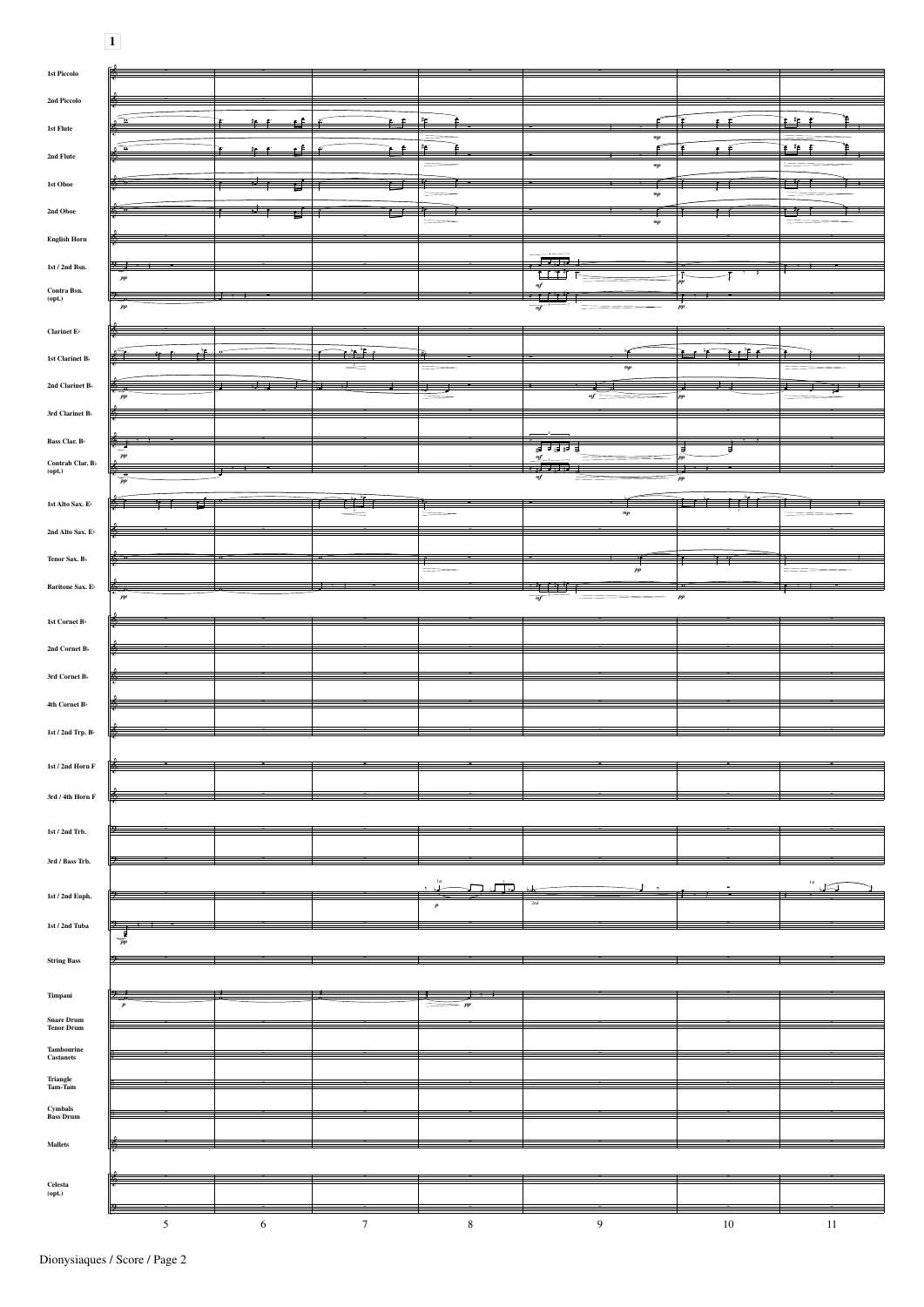1

1st Piccolo
2nd Piccolo
1st Flute
2nd Flute
1st Oboe
2nd Oboe
English Horn
1st / 2nd Bsn.
Contra Bsn. (opt.)
Clarinet E♭
1st Clarinet B♭
2nd Clarinet B♭
3rd Clarinet B♭
Bass Clar. B♭
Contrab Clar. B♭ (opt.)
1st Alto Sax. E♭
2nd Alto Sax. E♭
Tenor Sax. B♭
Baritone Sax. E♭
1st Cornet B♭
2nd Cornet B♭
3rd Cornet B♭
4th Cornet B♭
1st / 2nd Trp. B♭
1st / 2nd Horn F
3rd / 4th Horn F
1st / 2nd Trb.
3rd / Bass Trb.
1st / 2nd Euph.
1st / 2nd Tuba
String Bass
Timpani
Snare Drum
Tenor Drum
Tambourine
Castanets
Triangle
Tam-Tam
Cymbals
Bass Drum
Mallets
Celesta (opt.)

5 6 7 8 9 10 11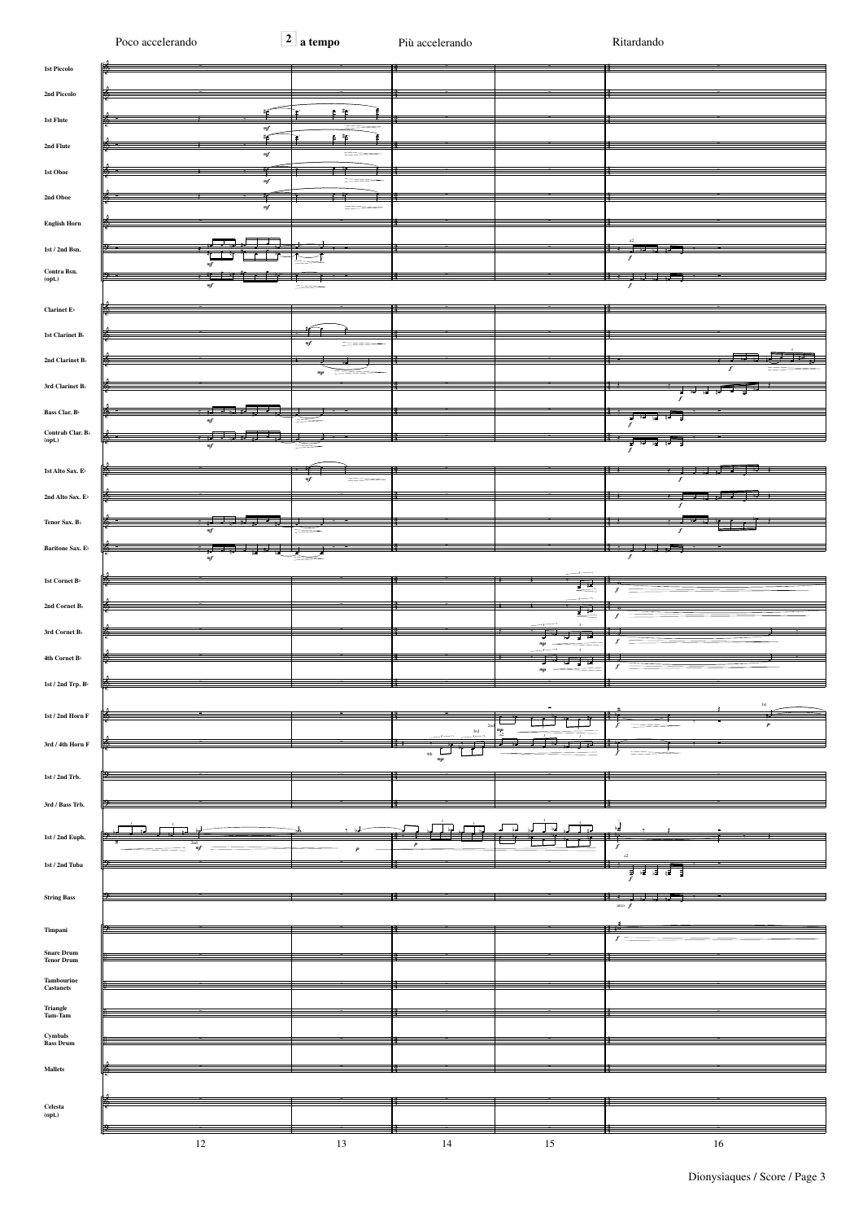Poco accelerando | **2** **a tempo** | Più accelerando | Ritardando

1st Piccolo
2nd Piccolo
1st Flute
2nd Flute
1st Oboe
2nd Oboe
English Horn
1st / 2nd Bsn.
Contra Bsn. (opt.)
Clarinet E♭
1st Clarinet B♭
2nd Clarinet B♭
3rd Clarinet B♭
Bass Clar. B♭
Contrab Clar. B♭ (opt.)
1st Alto Sax. E♭
2nd Alto Sax. E♭
Tenor Sax. B♭
Baritone Sax. E♭
1st Cornet B♭
2nd Cornet B♭
3rd Cornet B♭
4th Cornet B♭
1st / 2nd Trp. B♭
1st / 2nd Horn F
3rd / 4th Horn F
1st / 2nd Trb.
3rd / Bass Trb.
1st / 2nd Euph.
1st / 2nd Tuba
String Bass
Timpani
Snare Drum
Tenor Drum
Tambourine
Castanets
Triangle
Tam-Tam
Cymbals
Bass Drum
Mallets
Celesta (opt.)

12 13 14 15 16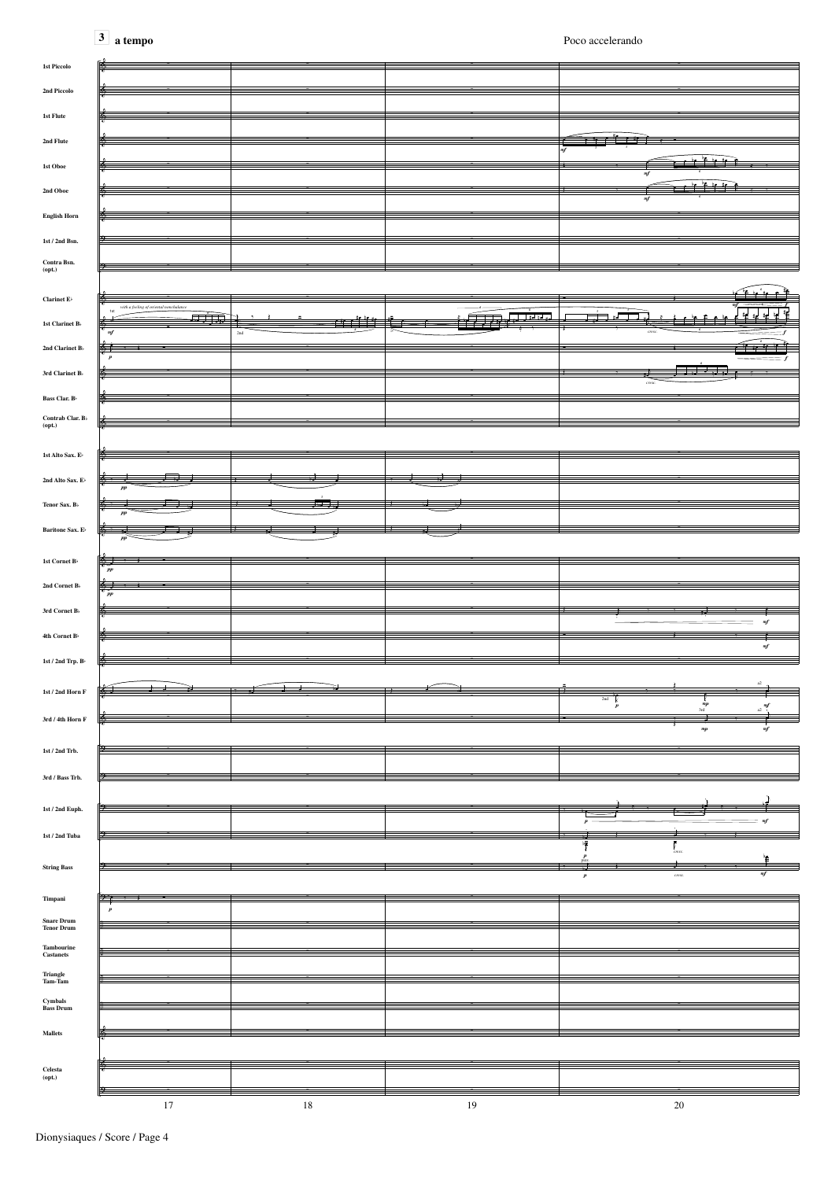**3** **a tempo**

Poco accelerando

1st Piccolo

2nd Piccolo

1st Flute

2nd Flute

1st Oboe

2nd Oboe

English Horn

1st / 2nd Bsn.

Contra Bsn. (opt.)

Clarinet E♭

1st Clarinet B♭

*with a feeling of oriental nonchalance*

2nd Clarinet B♭

3rd Clarinet B♭

Bass Clar. B♭

Contrab Clar. B♭ (opt.)

1st Alto Sax. E♭

2nd Alto Sax. E♭

Tenor Sax. B♭

Baritone Sax. E♭

1st Cornet B♭

2nd Cornet B♭

3rd Cornet B♭

4th Cornet B♭

1st / 2nd Trp. B♭

1st / 2nd Horn F

3rd / 4th Horn F

1st / 2nd Trb.

3rd / Bass Trb.

1st / 2nd Euph.

1st / 2nd Tuba

String Bass

Timpani

Snare Drum
Tenor Drum

Tambourine
Castanets

Triangle
Tam-Tam

Cymbals
Bass Drum

Mallets

Celesta (opt.)

17 18 19 20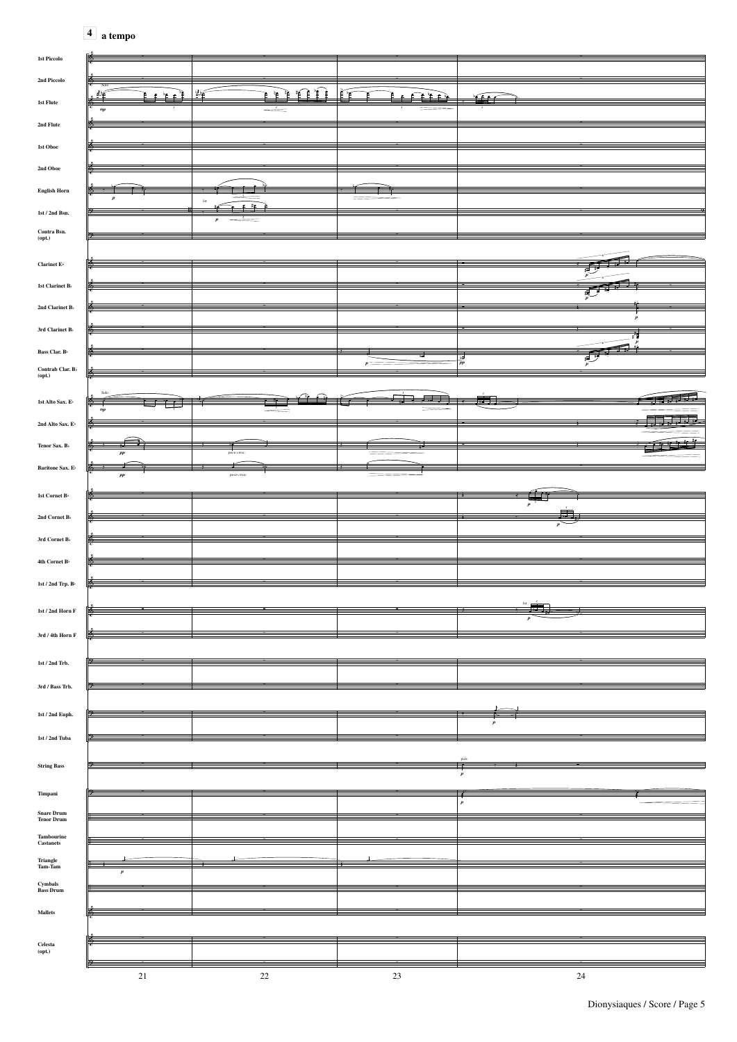**4** **a tempo**

1st Piccolo

2nd Piccolo

1st Flute

2nd Flute

1st Oboe

2nd Oboe

English Horn

1st / 2nd Bsn.

Contra Bsn. (opt.)

Clarinet E♭

1st Clarinet B♭

2nd Clarinet B♭

3rd Clarinet B♭

Bass Clar. B♭

Contrab Clar. B♭ (opt.)

1st Alto Sax. E♭

2nd Alto Sax. E♭

Tenor Sax. B♭

Baritone Sax. E♭

1st Cornet B♭

2nd Cornet B♭

3rd Cornet B♭

4th Cornet B♭

1st / 2nd Trp. B♭

1st / 2nd Horn F

3rd / 4th Horn F

1st / 2nd Trb.

3rd / Bass Trb.

1st / 2nd Euph.

1st / 2nd Tuba

String Bass

Timpani

Snare Drum
Tenor Drum

Tambourine
Castanets

Triangle
Tam-Tam

Cymbals
Bass Drum

Mallets

Celesta (opt.)

21 22 23 24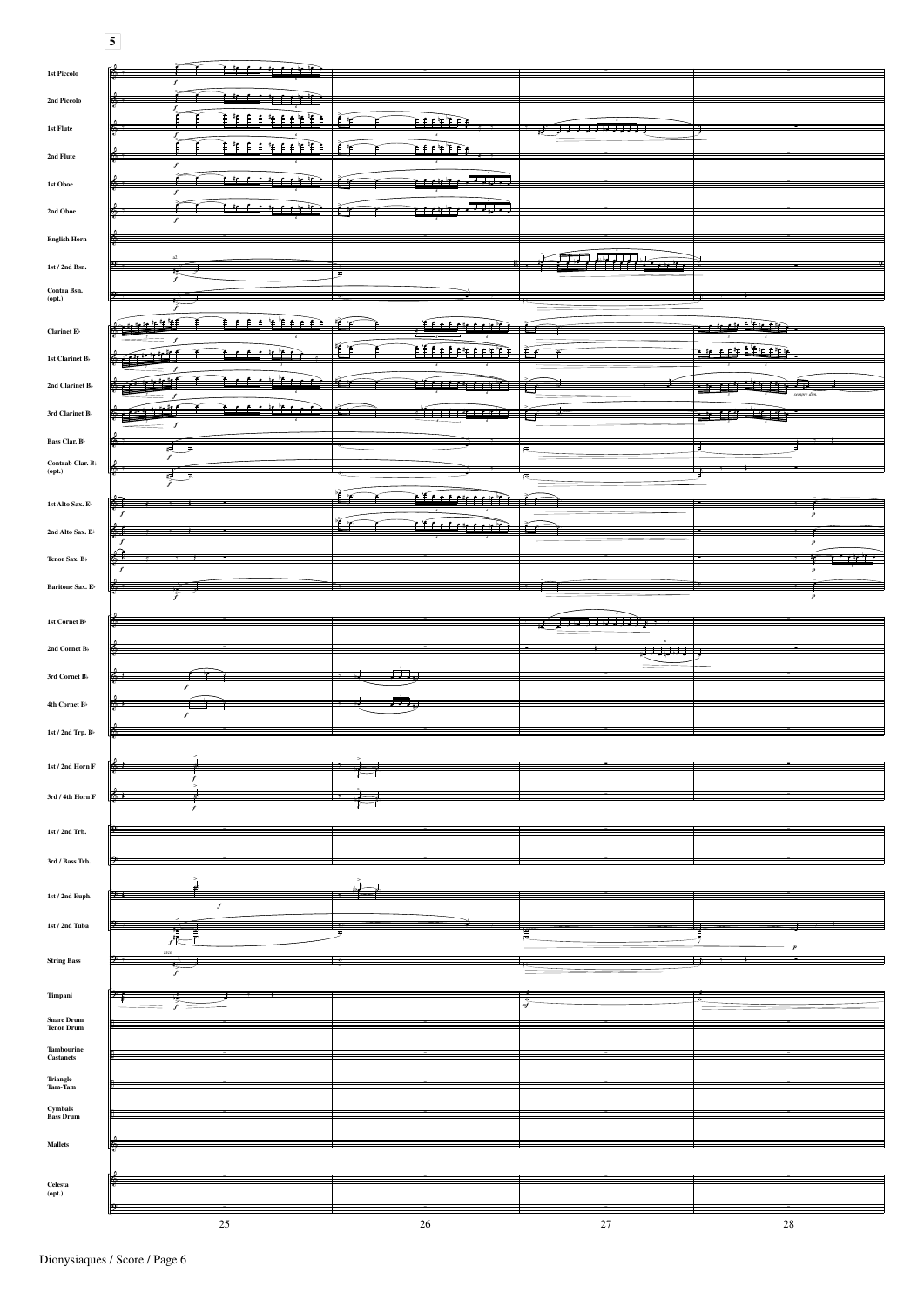5

1st Piccolo

2nd Piccolo

1st Flute

2nd Flute

1st Oboe

2nd Oboe

English Horn

1st / 2nd Bsn.

Contra Bsn. (opt.)

Clarinet E♭

1st Clarinet B♭

2nd Clarinet B♭

3rd Clarinet B♭

Bass Clar. B♭

Contrab Clar. B♭ (opt.)

1st Alto Sax. E♭

2nd Alto Sax. E♭

Tenor Sax. B♭

Baritone Sax. E♭

1st Cornet B♭

2nd Cornet B♭

3rd Cornet B♭

4th Cornet B♭

1st / 2nd Trp. B♭

1st / 2nd Horn F

3rd / 4th Horn F

1st / 2nd Trb.

3rd / Bass Trb.

1st / 2nd Euph.

1st / 2nd Tuba

String Bass

Timpani

Snare Drum
Tenor Drum

Tambourine
Castanets

Triangle
Tam-Tam

Cymbals
Bass Drum

Mallets

Celesta (opt.)

25 26 27 28

Dionysiaques / Score / Page 6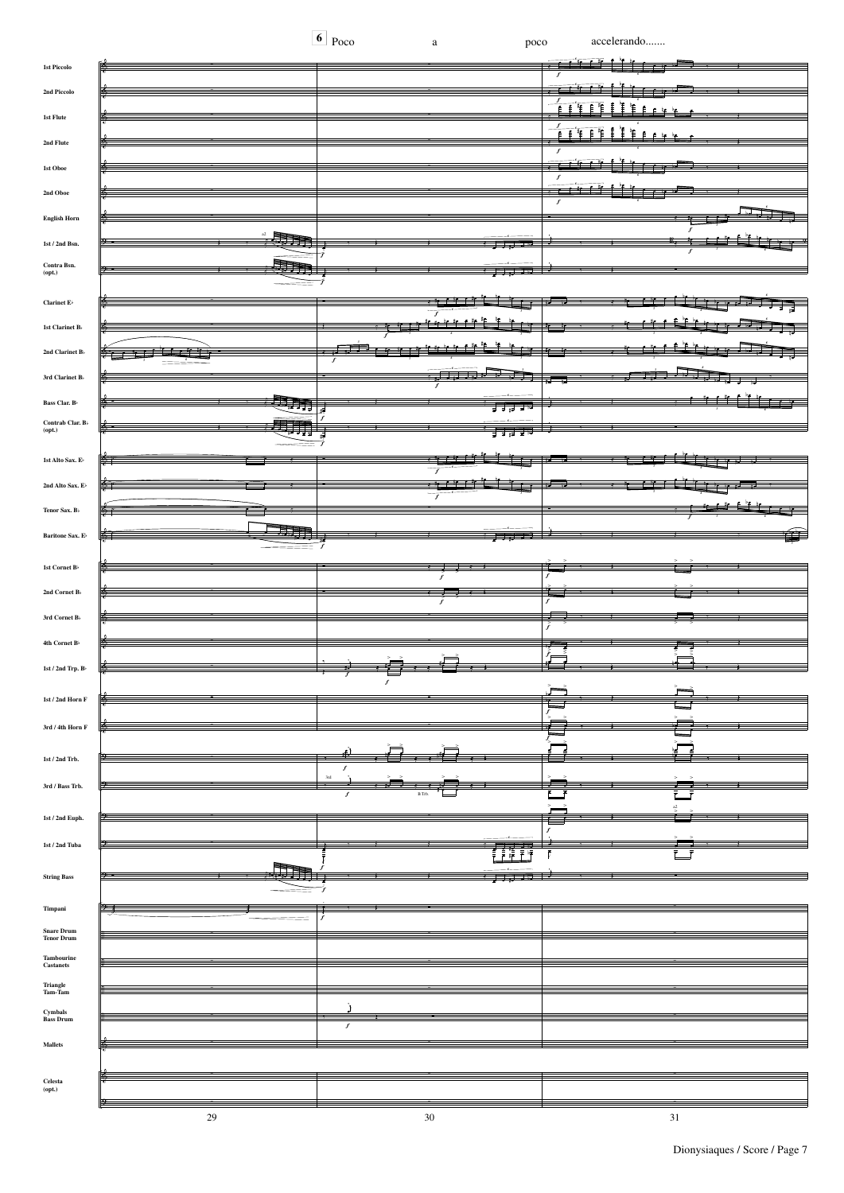**6** Poco a poco accelerando.......

1st Piccolo

2nd Piccolo

1st Flute

2nd Flute

1st Oboe

2nd Oboe

English Horn

1st / 2nd Bsn.

Contra Bsn. (opt.)

Clarinet E♭

1st Clarinet B♭

2nd Clarinet B♭

3rd Clarinet B♭

Bass Clar. B♭

Contrab Clar. B♭ (opt.)

1st Alto Sax. E♭

2nd Alto Sax. E♭

Tenor Sax. B♭

Baritone Sax. E♭

1st Cornet B♭

2nd Cornet B♭

3rd Cornet B♭

4th Cornet B♭

1st / 2nd Trp. B♭

1st / 2nd Horn F

3rd / 4th Horn F

1st / 2nd Trb.

3rd / Bass Trb.

1st / 2nd Euph.

1st / 2nd Tuba

String Bass

Timpani

Snare Drum
Tenor Drum

Tambourine
Castanets

Triangle
Tam-Tam

Cymbals
Bass Drum

Mallets

Celesta (opt.)

29 30 31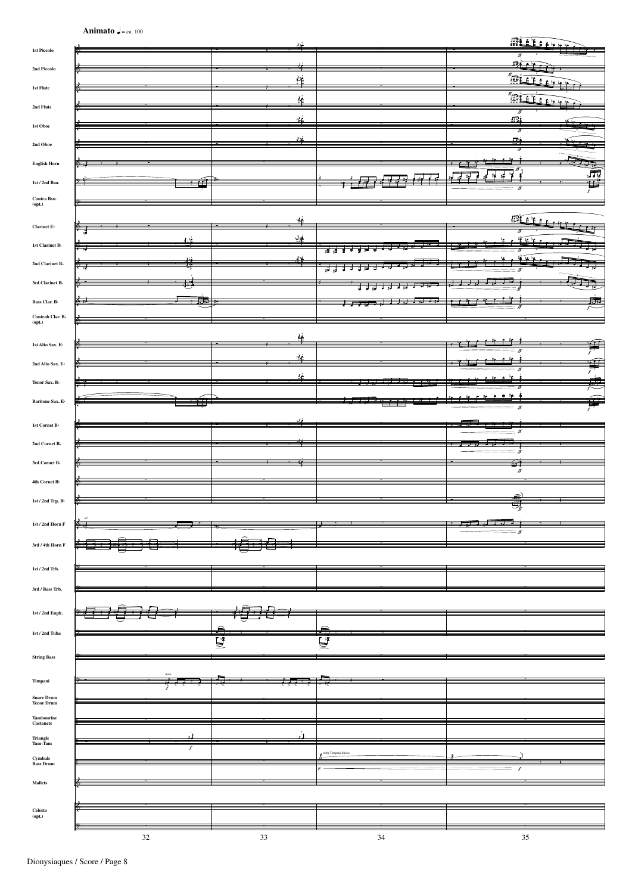**Animato** ♩= ca. 100

1st Piccolo

2nd Piccolo

1st Flute

2nd Flute

1st Oboe

2nd Oboe

English Horn

1st / 2nd Bsn.

Contra Bsn. (opt.)

Clarinet E♭

1st Clarinet B♭

2nd Clarinet B♭

3rd Clarinet B♭

Bass Clar. B♭

Contrab Clar. B♭ (opt.)

1st Alto Sax. E♭

2nd Alto Sax. E♭

Tenor Sax. B♭

Baritone Sax. E♭

1st Cornet B♭

2nd Cornet B♭

3rd Cornet B♭

4th Cornet B♭

1st / 2nd Trp. B♭

1st / 2nd Horn F

3rd / 4th Horn F

1st / 2nd Trb.

3rd / Bass Trb.

1st / 2nd Euph.

1st / 2nd Tuba

String Bass

Timpani

Snare Drum Tenor Drum

Tambourine Castanets

Triangle Tam-Tam

Cymbals Bass Drum

Mallets

Celesta (opt.)

a2

Solo

with Timpani Sticks

32 33 34 35

Dionysiaques / Score / Page 8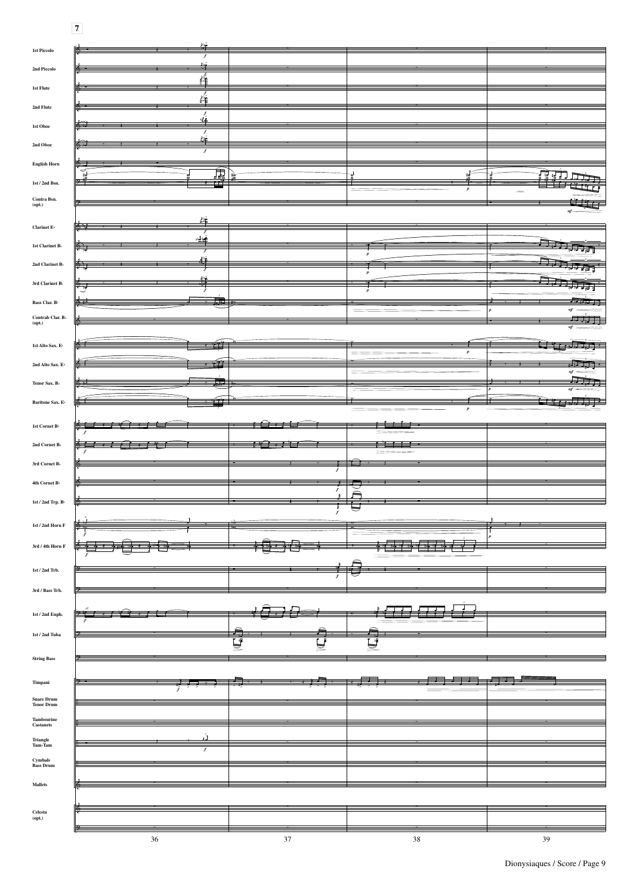7

1st Piccolo

2nd Piccolo

1st Flute

2nd Flute

1st Oboe

2nd Oboe

English Horn

1st / 2nd Bsn.

Contra Bsn. (opt.)

Clarinet E♭

1st Clarinet B♭

2nd Clarinet B♭

3rd Clarinet B♭

Bass Clar. B♭

Contrab Clar. B♭ (opt.)

1st Alto Sax. E♭

2nd Alto Sax. E♭

Tenor Sax. B♭

Baritone Sax. E♭

1st Cornet B♭

2nd Cornet B♭

3rd Cornet B♭

4th Cornet B♭

1st / 2nd Trp. B♭

1st / 2nd Horn F

3rd / 4th Horn F

1st / 2nd Trb.

3rd / Bass Trb.

1st / 2nd Euph.

1st / 2nd Tuba

String Bass

Timpani

Snare Drum
Tenor Drum

Tambourine
Castanets

Triangle
Tam-Tam

Cymbals
Bass Drum

Mallets

Celesta (opt.)

36 37 38 39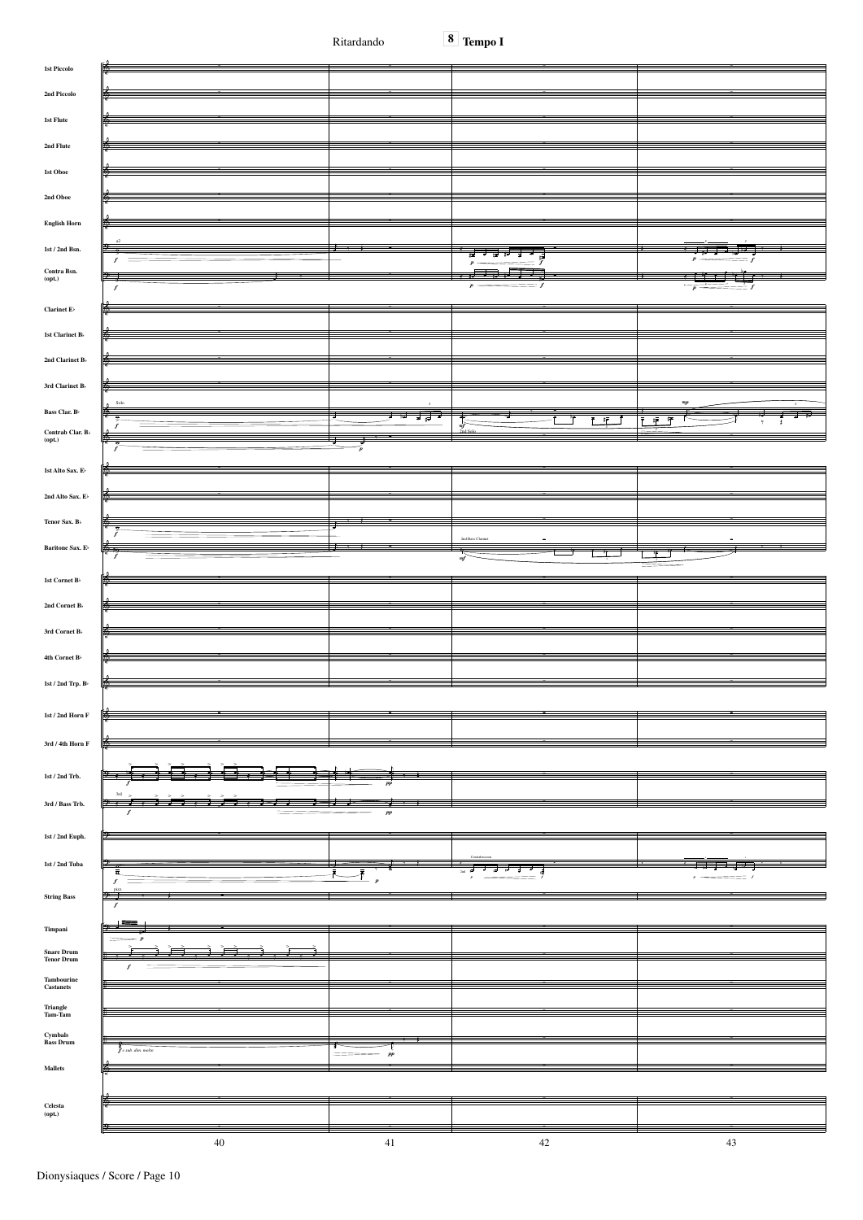Ritardando

**8** **Tempo I**

1st Piccolo

2nd Piccolo

1st Flute

2nd Flute

1st Oboe

2nd Oboe

English Horn

1st / 2nd Bsn.

Contra Bsn. (opt.)

Clarinet E♭

1st Clarinet B♭

2nd Clarinet B♭

3rd Clarinet B♭

Bass Clar. B♭

Contrab Clar. B♭ (opt.)

1st Alto Sax. E♭

2nd Alto Sax. E♭

Tenor Sax. B♭

Baritone Sax. E♭

1st Cornet B♭

2nd Cornet B♭

3rd Cornet B♭

4th Cornet B♭

1st / 2nd Trp. B♭

1st / 2nd Horn F

3rd / 4th Horn F

1st / 2nd Trb.

3rd / Bass Trb.

1st / 2nd Euph.

1st / 2nd Tuba

String Bass

Timpani

Snare Drum
Tenor Drum

Tambourine
Castanets

Triangle
Tam-Tam

Cymbals
Bass Drum

Mallets

Celesta (opt.)

40 41 42 43

Dionysiaques / Score / Page 10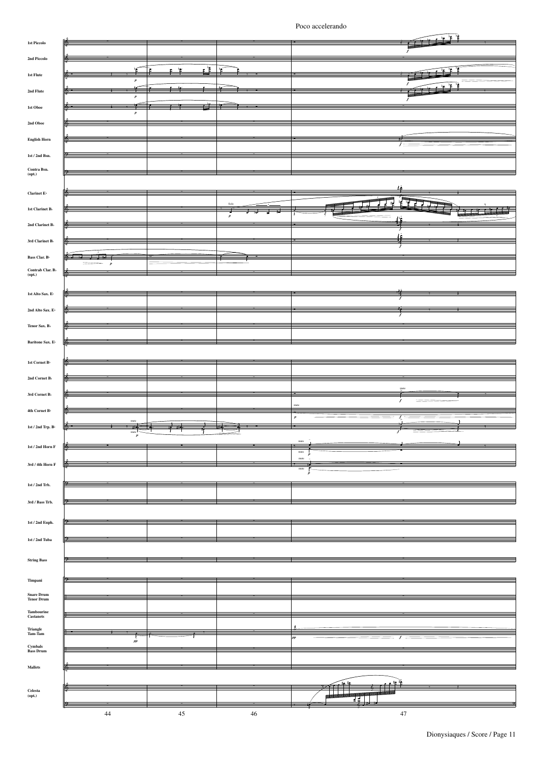Poco accelerando

1st Piccolo

2nd Piccolo

1st Flute

2nd Flute

1st Oboe

2nd Oboe

English Horn

1st / 2nd Bsn.

Contra Bsn. (opt.)

Clarinet E♭

1st Clarinet B♭

2nd Clarinet B♭

3rd Clarinet B♭

Bass Clar. B♭

Contrab Clar. B♭ (opt.)

1st Alto Sax. E♭

2nd Alto Sax. E♭

Tenor Sax. B♭

Baritone Sax. E♭

1st Cornet B♭

2nd Cornet B♭

3rd Cornet B♭

4th Cornet B♭

1st / 2nd Trp. B♭

1st / 2nd Horn F

3rd / 4th Horn F

1st / 2nd Trb.

3rd / Bass Trb.

1st / 2nd Euph.

1st / 2nd Tuba

String Bass

Timpani

Snare Drum
Tenor Drum

Tambourine
Castanets

Triangle
Tam-Tam

Cymbals
Bass Drum

Mallets

Celesta (opt.)

44 45 46 47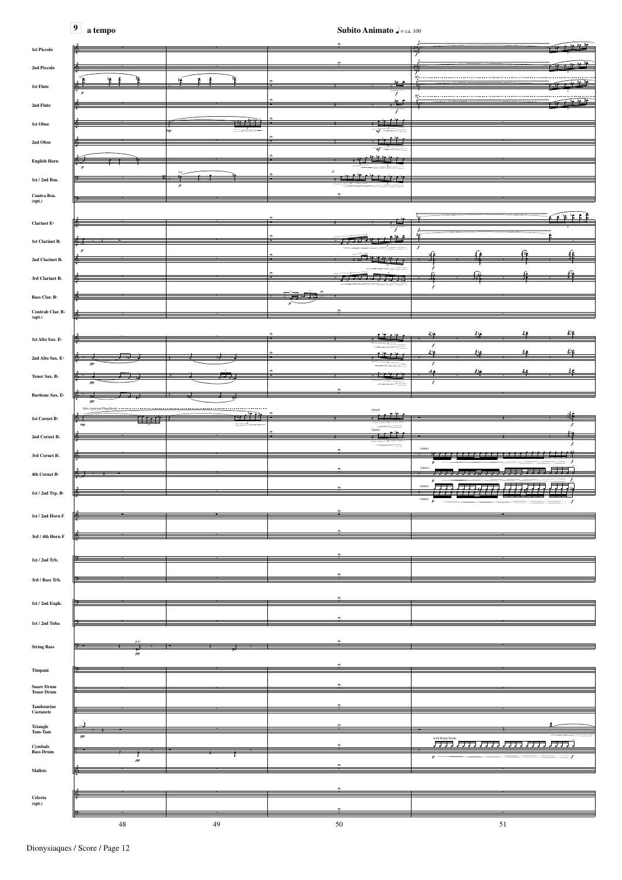**9** **a tempo**

**Subito Animato** ♩ = ca. 100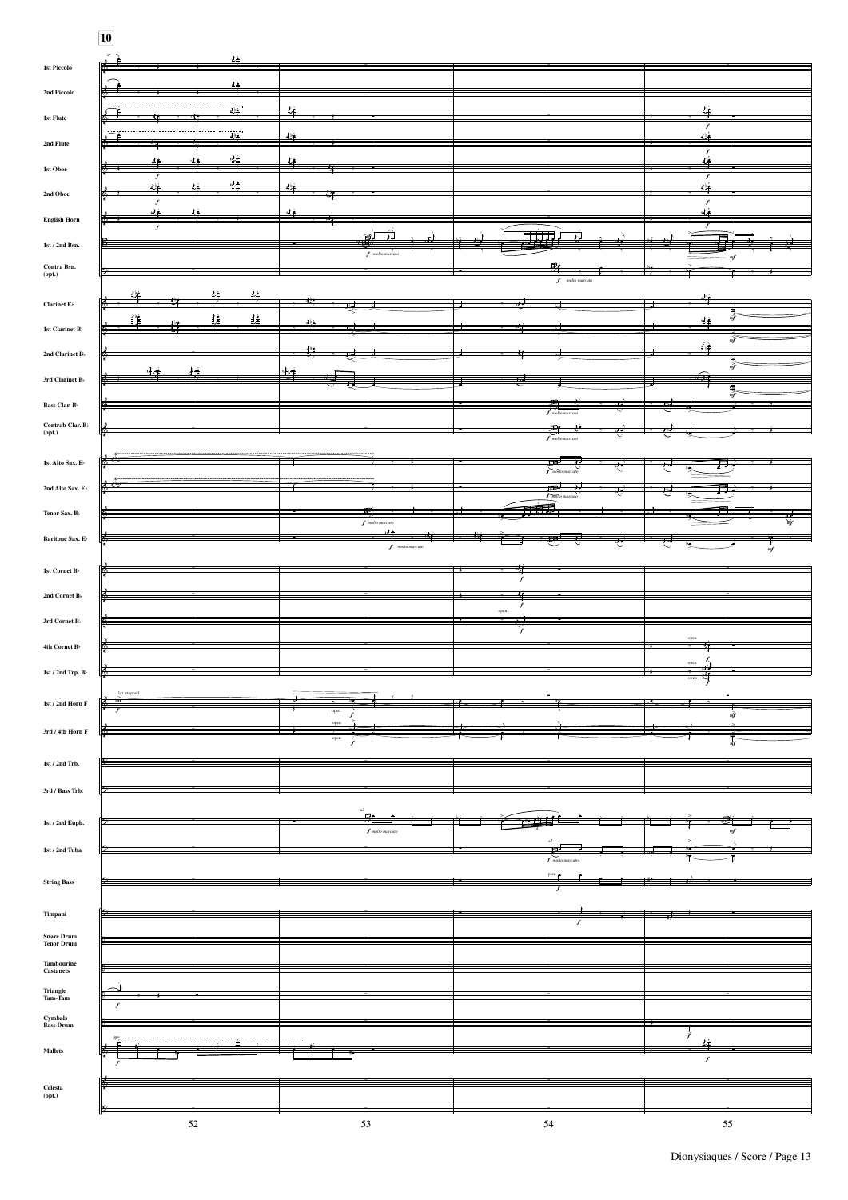**10**

1st Piccolo

2nd Piccolo

1st Flute

2nd Flute

1st Oboe

2nd Oboe

English Horn

1st / 2nd Bsn.

Contra Bsn. (opt.)

Clarinet E♭

1st Clarinet B♭

2nd Clarinet B♭

3rd Clarinet B♭

Bass Clar. B♭

Contrab Clar. B♭ (opt.)

1st Alto Sax. E♭

2nd Alto Sax. E♭

Tenor Sax. B♭

Baritone Sax. E♭

1st Cornet B♭

2nd Cornet B♭

3rd Cornet B♭

4th Cornet B♭

1st / 2nd Trp. B♭

1st / 2nd Horn F

3rd / 4th Horn F

1st / 2nd Trb.

3rd / Bass Trb.

1st / 2nd Euph.

1st / 2nd Tuba

String Bass

Timpani

Snare Drum
Tenor Drum

Tambourine
Castanets

Triangle
Tam-Tam

Cymbals
Bass Drum

Mallets

Celesta (opt.)

*f* *molto marcato*

*mf*

open

1st stopped

a2

pizz.

52 53 54 55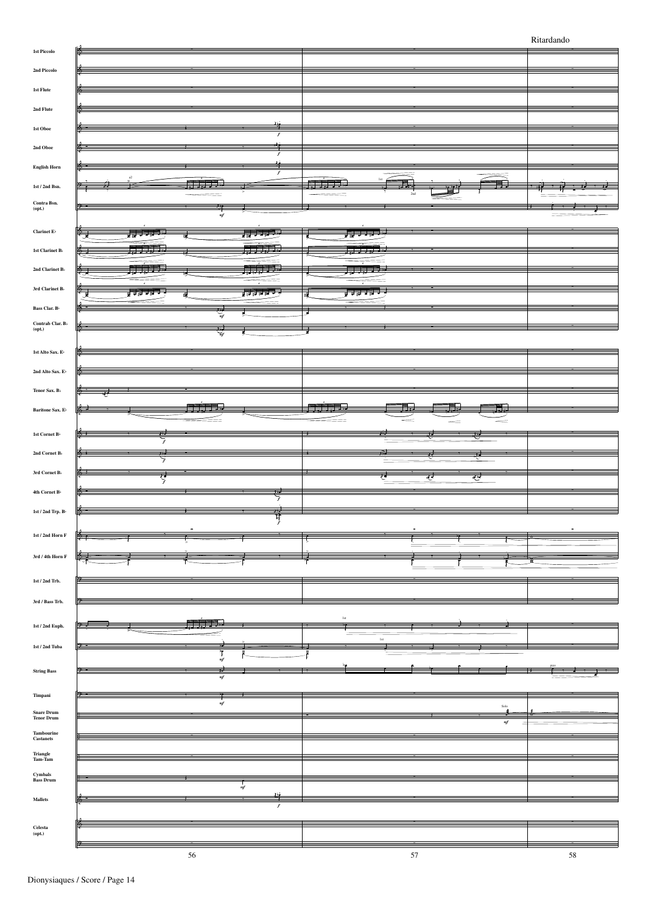Ritardando

1st Piccolo

2nd Piccolo

1st Flute

2nd Flute

1st Oboe

2nd Oboe

English Horn

1st / 2nd Bsn.

Contra Bsn. (opt.)

Clarinet E♭

1st Clarinet B♭

2nd Clarinet B♭

3rd Clarinet B♭

Bass Clar. B♭

Contrab Clar. B♭ (opt.)

1st Alto Sax. E♭

2nd Alto Sax. E♭

Tenor Sax. B♭

Baritone Sax. E♭

1st Cornet B♭

2nd Cornet B♭

3rd Cornet B♭

4th Cornet B♭

1st / 2nd Trp. B♭

1st / 2nd Horn F

3rd / 4th Horn F

1st / 2nd Trb.

3rd / Bass Trb.

1st / 2nd Euph.

1st / 2nd Tuba

String Bass

Timpani

Snare Drum Tenor Drum

Tambourine Castanets

Triangle Tam-Tam

Cymbals Bass Drum

Mallets

Celesta (opt.)

56 57 58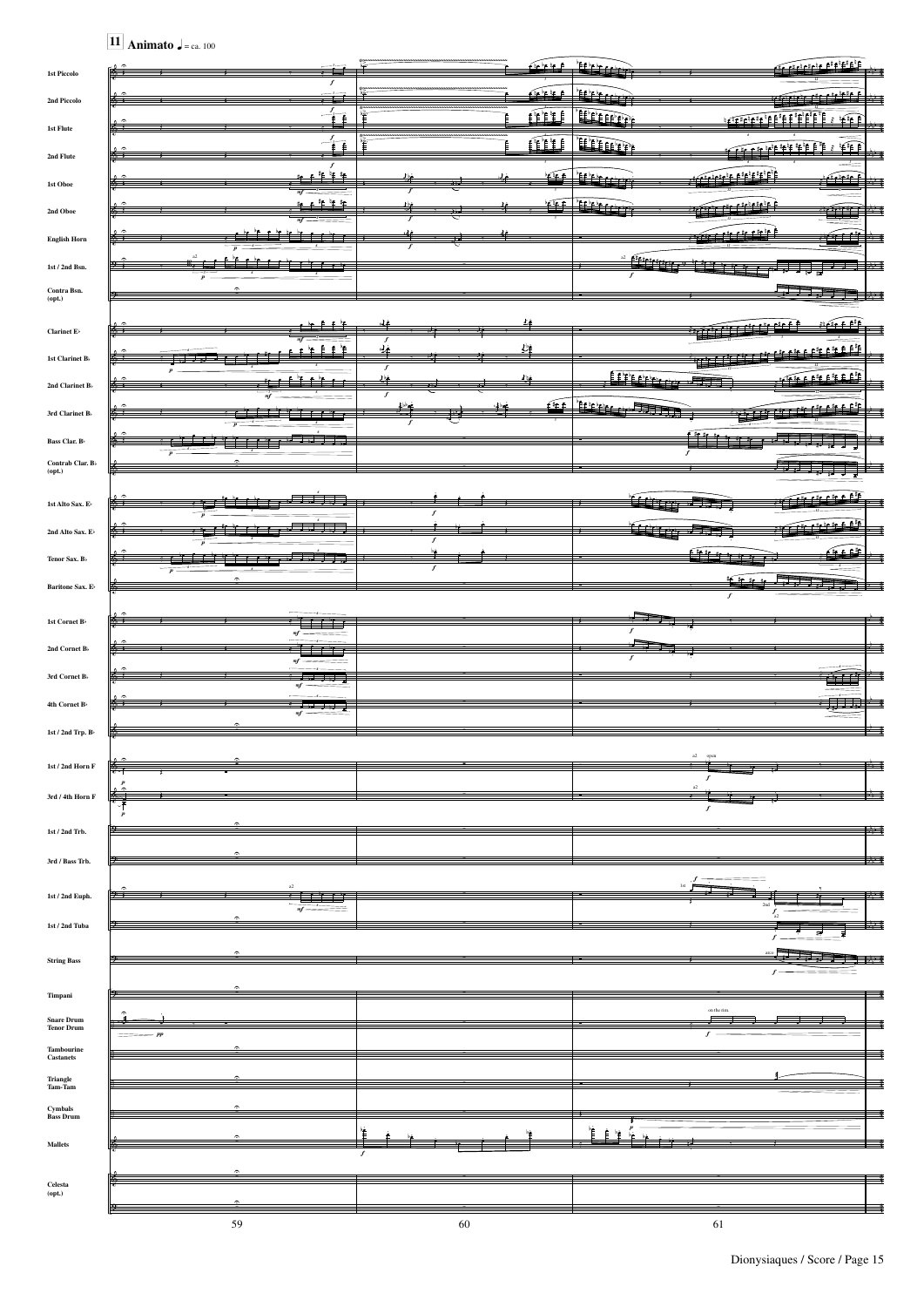**11** **Animato** ♩ = ca. 100

1st Piccolo
2nd Piccolo
1st Flute
2nd Flute
1st Oboe
2nd Oboe
English Horn
1st / 2nd Bsn.
Contra Bsn. (opt.)
Clarinet E♭
1st Clarinet B♭
2nd Clarinet B♭
3rd Clarinet B♭
Bass Clar. B♭
Contrab Clar. B♭ (opt.)
1st Alto Sax. E♭
2nd Alto Sax. E♭
Tenor Sax. B♭
Baritone Sax. E♭
1st Cornet B♭
2nd Cornet B♭
3rd Cornet B♭
4th Cornet B♭
1st / 2nd Trp. B♭
1st / 2nd Horn F
3rd / 4th Horn F
1st / 2nd Trb.
3rd / Bass Trb.
1st / 2nd Euph.
1st / 2nd Tuba
String Bass
Timpani
Snare Drum
Tenor Drum
Tambourine
Castanets
Triangle
Tam-Tam
Cymbals
Bass Drum
Mallets
Celesta (opt.)

59 60 61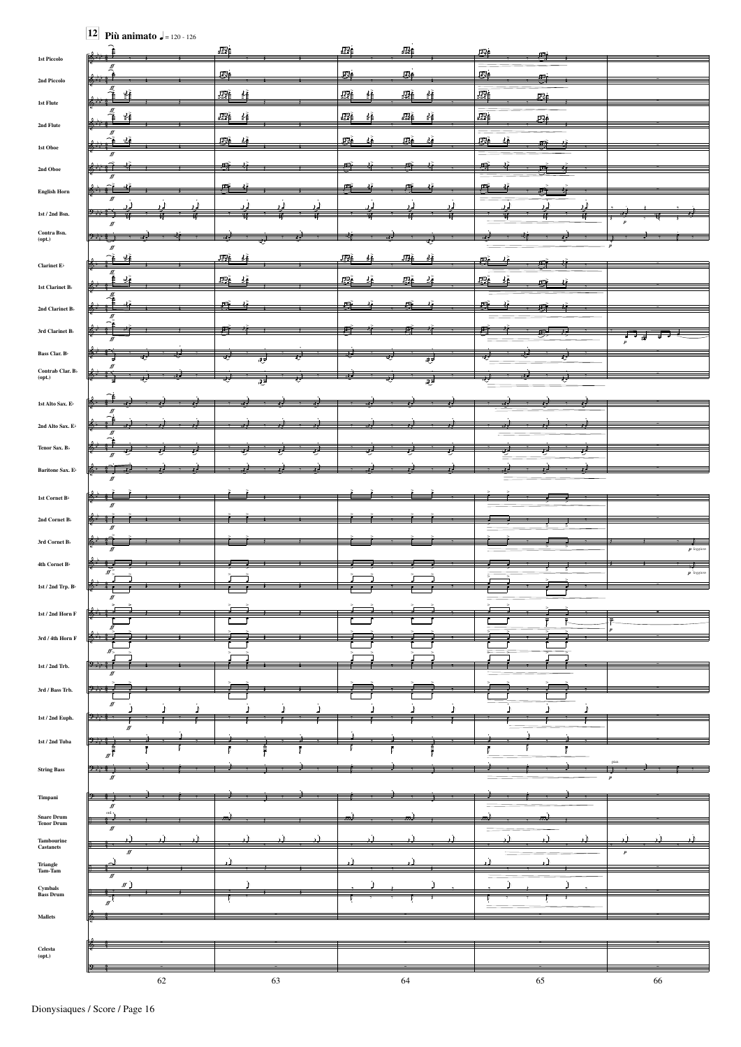**12** **Più animato** ♩= 120 - 126

1st Piccolo
2nd Piccolo
1st Flute
2nd Flute
1st Oboe
2nd Oboe
English Horn
1st / 2nd Bsn.
Contra Bsn. (opt.)
Clarinet E♭
1st Clarinet B♭
2nd Clarinet B♭
3rd Clarinet B♭
Bass Clar. B♭
Contrab Clar. B♭ (opt.)
1st Alto Sax. E♭
2nd Alto Sax. E♭
Tenor Sax. B♭
Baritone Sax. E♭
1st Cornet B♭
2nd Cornet B♭
3rd Cornet B♭
4th Cornet B♭
1st / 2nd Trp. B♭
1st / 2nd Horn F
3rd / 4th Horn F
1st / 2nd Trb.
3rd / Bass Trb.
1st / 2nd Euph.
1st / 2nd Tuba
String Bass
Timpani
Snare Drum / Tenor Drum
Tambourine / Castanets
Triangle / Tam-Tam
Cymbals / Bass Drum
Mallets
Celesta (opt.)

*ff* — *p* — *p leggiero* — pizz.

62 63 64 65 66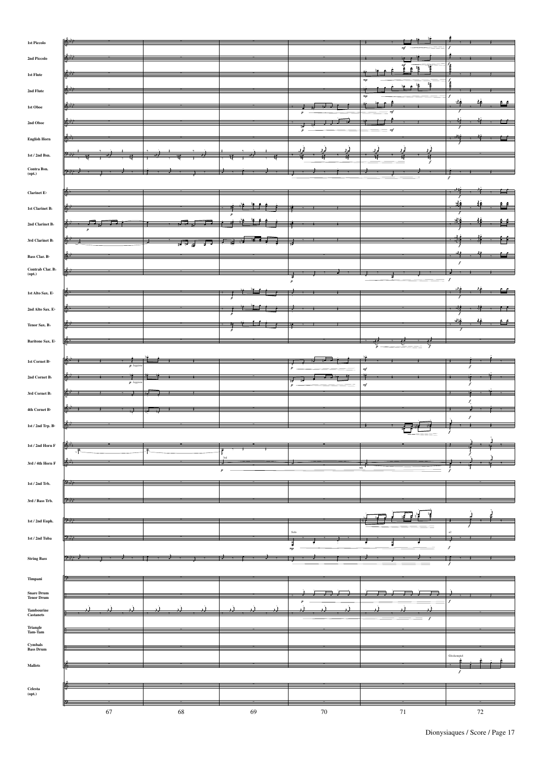1st Piccolo
2nd Piccolo
1st Flute
2nd Flute
1st Oboe
2nd Oboe
English Horn
1st / 2nd Bsn.
Contra Bsn. (opt.)
Clarinet E♭
1st Clarinet B♭
2nd Clarinet B♭
3rd Clarinet B♭
Bass Clar. B♭
Contrab Clar. B♭ (opt.)
1st Alto Sax. E♭
2nd Alto Sax. E♭
Tenor Sax. B♭
Baritone Sax. E♭
1st Cornet B♭
2nd Cornet B♭
3rd Cornet B♭
4th Cornet B♭
1st / 2nd Trp. B♭
1st / 2nd Horn F
3rd / 4th Horn F
1st / 2nd Trb.
3rd / Bass Trb.
1st / 2nd Euph.
1st / 2nd Tuba
String Bass
Timpani
Snare Drum
Tenor Drum
Tambourine
Castanets
Triangle
Tam-Tam
Cymbals
Bass Drum
Mallets
Celesta (opt.)

67 68 69 70 71 72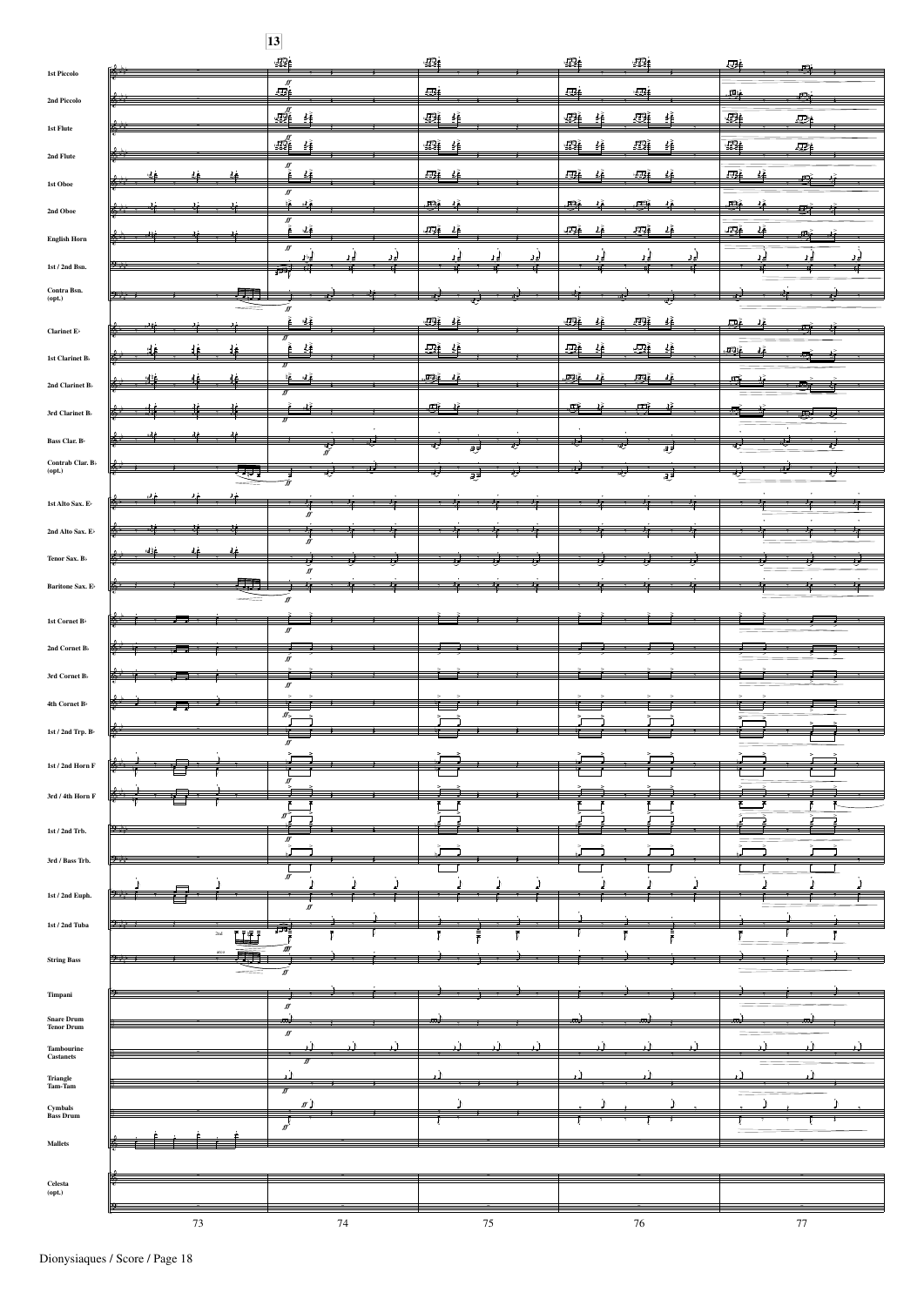**13**

1st Piccolo

2nd Piccolo

1st Flute

2nd Flute

1st Oboe

2nd Oboe

English Horn

1st / 2nd Bsn.

Contra Bsn. (opt.)

Clarinet E♭

1st Clarinet B♭

2nd Clarinet B♭

3rd Clarinet B♭

Bass Clar. B♭

Contrab Clar. B♭ (opt.)

1st Alto Sax. E♭

2nd Alto Sax. E♭

Tenor Sax. B♭

Baritone Sax. E♭

1st Cornet B♭

2nd Cornet B♭

3rd Cornet B♭

4th Cornet B♭

1st / 2nd Trp. B♭

1st / 2nd Horn F

3rd / 4th Horn F

1st / 2nd Trb.

3rd / Bass Trb.

1st / 2nd Euph.

1st / Tuba

String Bass

Timpani

Snare Drum
Tenor Drum

Tambourine
Castanets

Triangle
Tam-Tam

Cymbals
Bass Drum

Mallets

Celesta (opt.)

73 74 75 76 77

Dionysiaques / Score / Page 18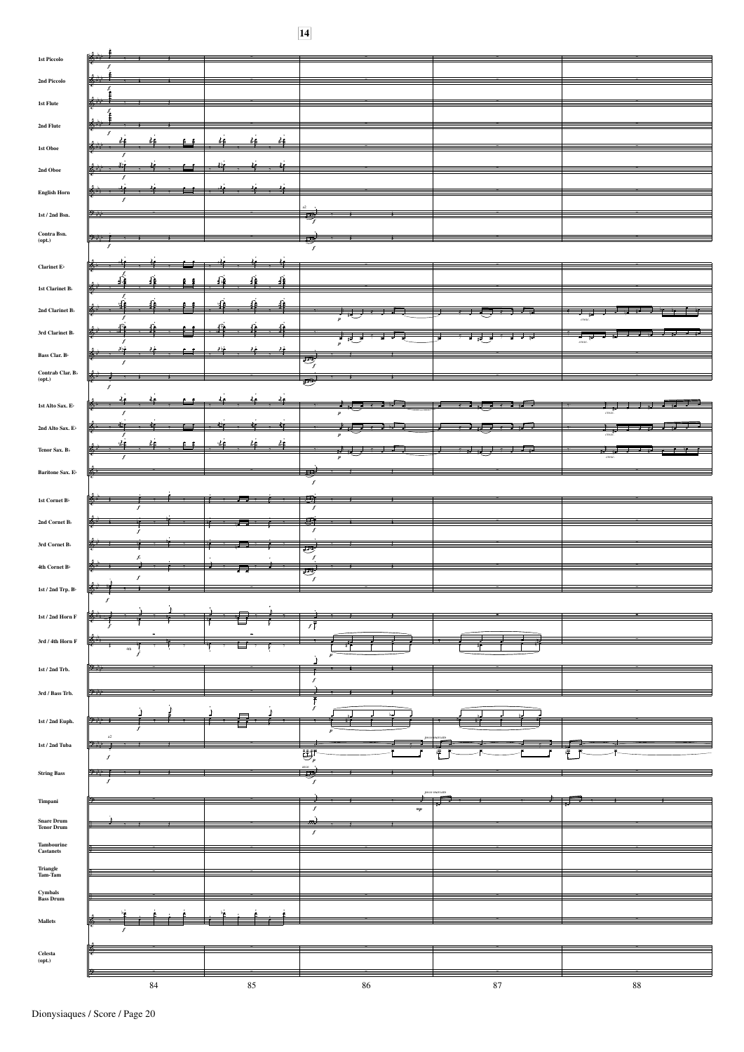14

| |
|---|
| 1st Piccolo |
| 2nd Piccolo |
| 1st Flute |
| 2nd Flute |
| 1st Oboe |
| 2nd Oboe |
| English Horn |
| 1st / 2nd Bsn. |
| Contra Bsn. (opt.) |
| Clarinet E♭ |
| 1st Clarinet B♭ |
| 2nd Clarinet B♭ |
| 3rd Clarinet B♭ |
| Bass Clar. B♭ |
| Contrab Clar. B♭ (opt.) |
| 1st Alto Sax. E♭ |
| 2nd Alto Sax. E♭ |
| Tenor Sax. B♭ |
| Baritone Sax. E♭ |
| 1st Cornet B♭ |
| 2nd Cornet B♭ |
| 3rd Cornet B♭ |
| 4th Cornet B♭ |
| 1st / 2nd Trp. B♭ |
| 1st / 2nd Horn F |
| 3rd / 4th Horn F |
| 1st / 2nd Trb. |
| 3rd / Bass Trb. |
| 1st / 2nd Euph. |
| 1st / 2nd Tuba |
| String Bass |
| Timpani |
| Snare Drum Tenor Drum |
| Tambourine Castanets |
| Triangle Tam-Tam |
| Cymbals Bass Drum |
| Mallets |
| Celesta (opt.) |

84 85 86 87 88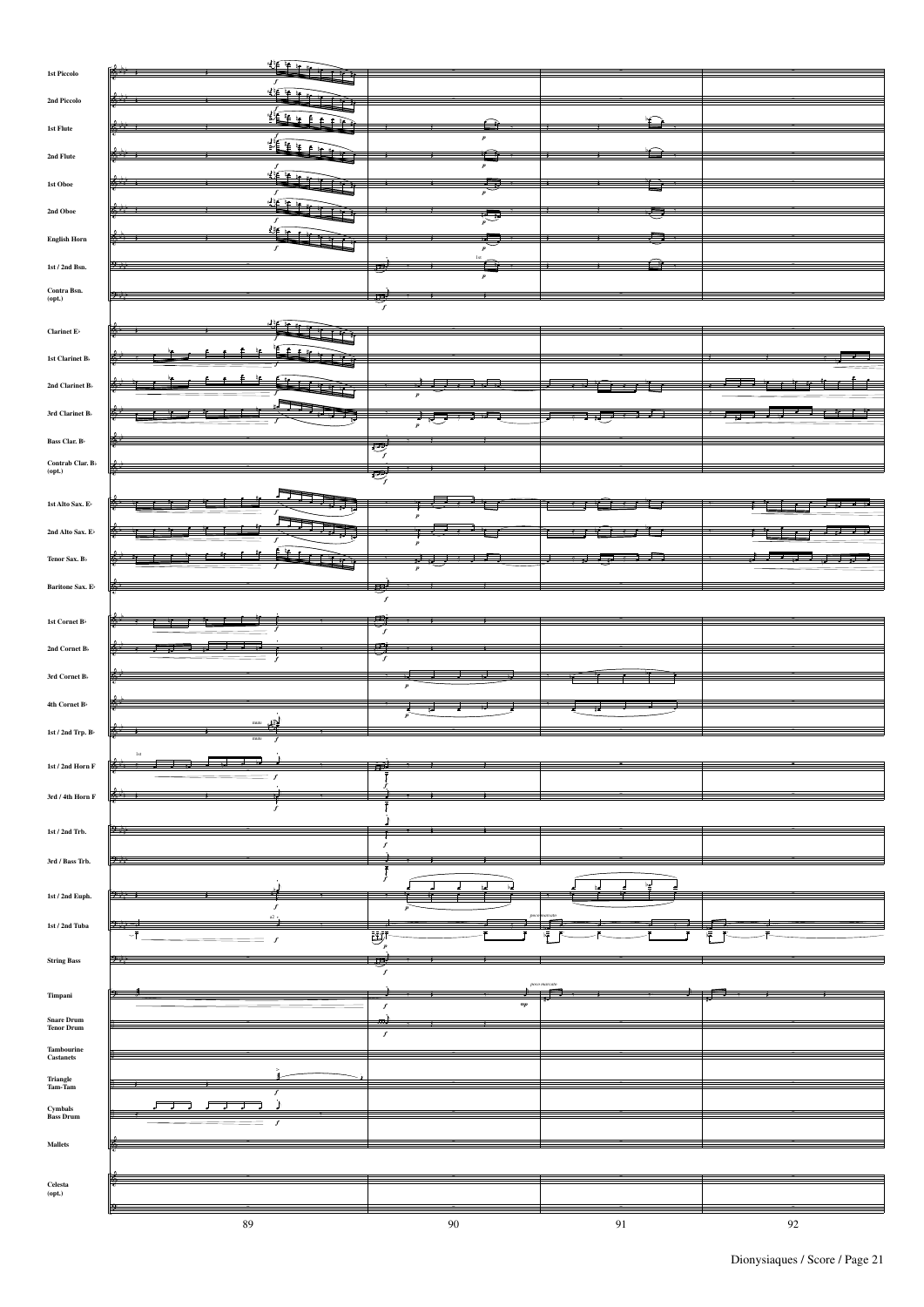1st Piccolo

2nd Piccolo

1st Flute

2nd Flute

1st Oboe

2nd Oboe

English Horn

1st / 2nd Bsn.

Contra Bsn. (opt.)

Clarinet E♭

1st Clarinet B♭

2nd Clarinet B♭

3rd Clarinet B♭

Bass Clar. B♭

Contrab Clar. B♭ (opt.)

1st Alto Sax. E♭

2nd Alto Sax. E♭

Tenor Sax. B♭

Baritone Sax. E♭

1st Cornet B♭

2nd Cornet B♭

3rd Cornet B♭

4th Cornet B♭

1st / 2nd Trp. B♭

1st / 2nd Horn F

3rd / 4th Horn F

1st / 2nd Trb.

3rd / Bass Trb.

1st / 2nd Euph.

1st / 2nd Tuba

String Bass

Timpani

Snare Drum
Tenor Drum

Tambourine
Castanets

Triangle
Tam-Tam

Cymbals
Bass Drum

Mallets

Celesta (opt.)

*f* *p* *mp* *poco marcato* 1st unis.

89 90 91 92

Dionysiaques / Score / Page 21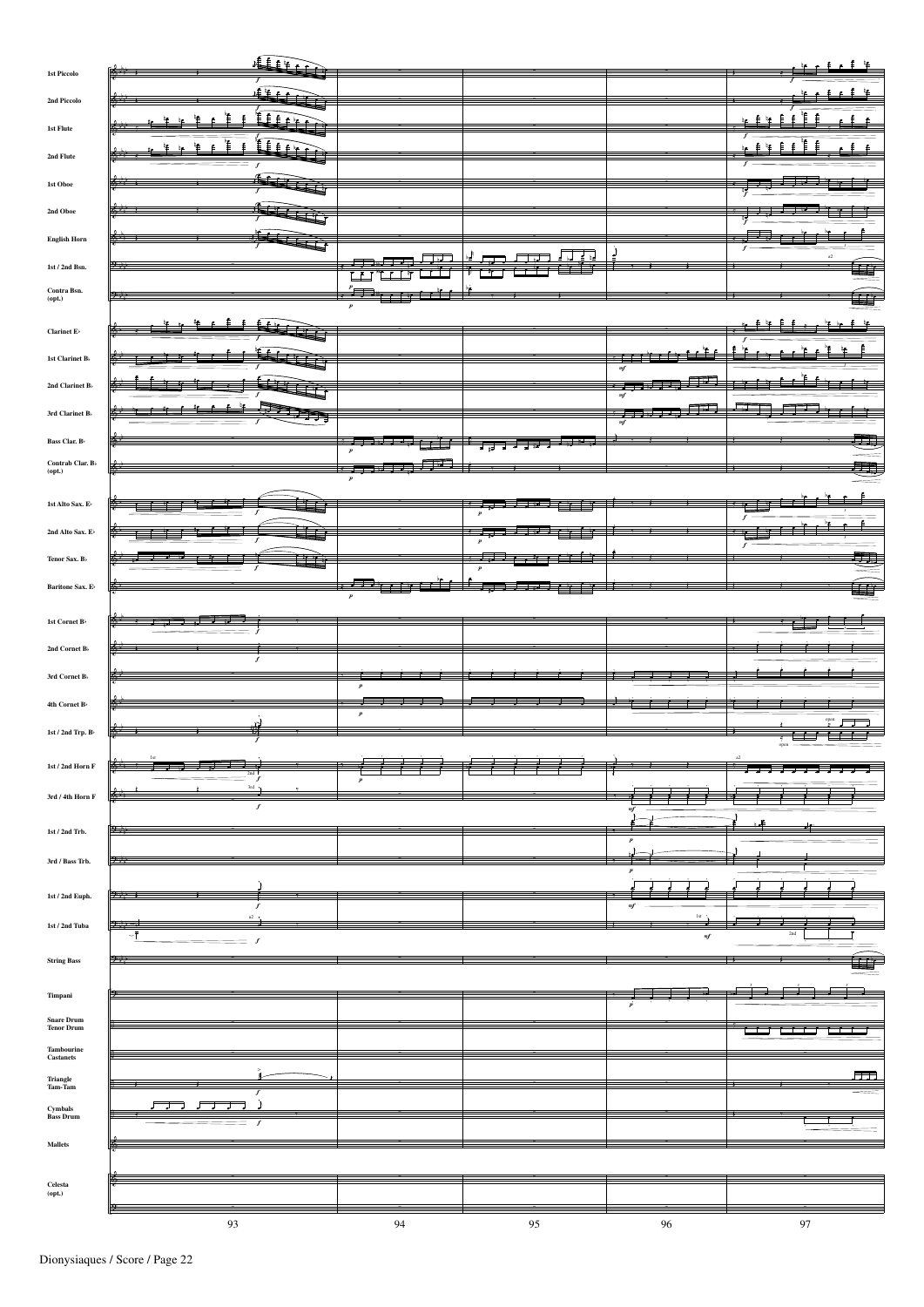1st Piccolo

2nd Piccolo

1st Flute

2nd Flute

1st Oboe

2nd Oboe

English Horn

1st / 2nd Bsn.

Contra Bsn. (opt.)

Clarinet E♭

1st Clarinet B♭

2nd Clarinet B♭

3rd Clarinet B♭

Bass Clar. B♭

Contrab Clar. B♭ (opt.)

1st Alto Sax. E♭

2nd Alto Sax. E♭

Tenor Sax. B♭

Baritone Sax. E♭

1st Cornet B♭

2nd Cornet B♭

3rd Cornet B♭

4th Cornet B♭

1st / 2nd Trp. B♭

1st / 2nd Horn F

3rd / 4th Horn F

1st / 2nd Trb.

3rd / Bass Trb.

1st / 2nd Euph.

1st / 2nd Tuba

String Bass

Timpani

Snare Drum
Tenor Drum

Tambourine
Castanets

Triangle
Tam-Tam

Cymbals
Bass Drum

Mallets

Celesta (opt.)

93 94 95 96 97

Dionysiaques / Score / Page 22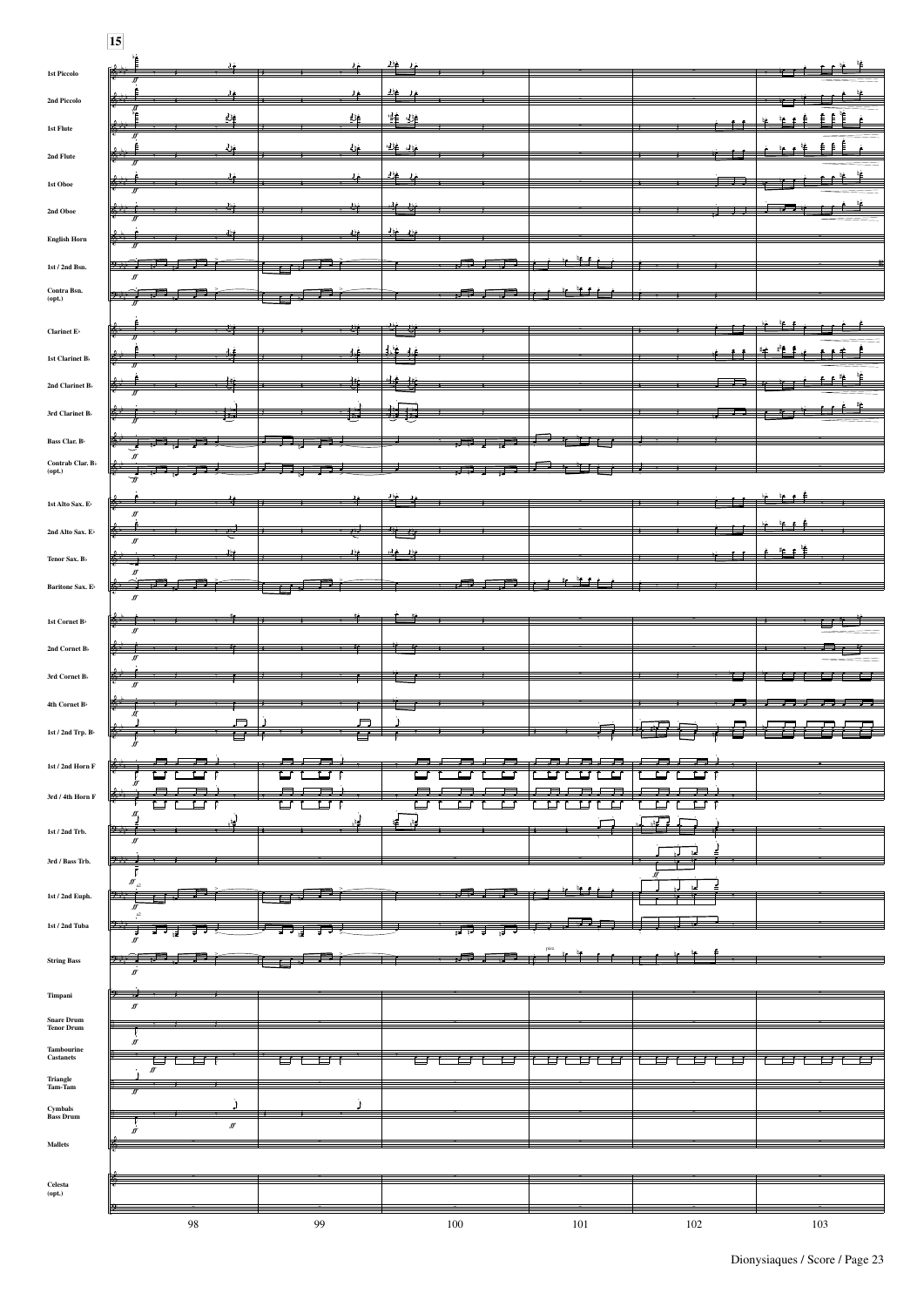15

1st Piccolo

2nd Piccolo

1st Flute

2nd Flute

1st Oboe

2nd Oboe

English Horn

1st / 2nd Bsn.

Contra Bsn. (opt.)

Clarinet E♭

1st Clarinet B♭

2nd Clarinet B♭

3rd Clarinet B♭

Bass Clar. B♭

Contrab Clar. B♭ (opt.)

1st Alto Sax. E♭

2nd Alto Sax. E♭

Tenor Sax. B♭

Baritone Sax. E♭

1st Cornet B♭

2nd Cornet B♭

3rd Cornet B♭

4th Cornet B♭

1st / 2nd Trp. B♭

1st / 2nd Horn F

3rd / 4th Horn F

1st / 2nd Trb.

3rd / Bass Trb.

1st / 2nd Euph.

1st / 2nd Tuba

String Bass

Timpani

Snare Drum
Tenor Drum

Tambourine
Castanets

Triangle
Tam-Tam

Cymbals
Bass Drum

Mallets

Celesta (opt.)

98 99 100 101 102 103

Dionysiaques / Score / Page 23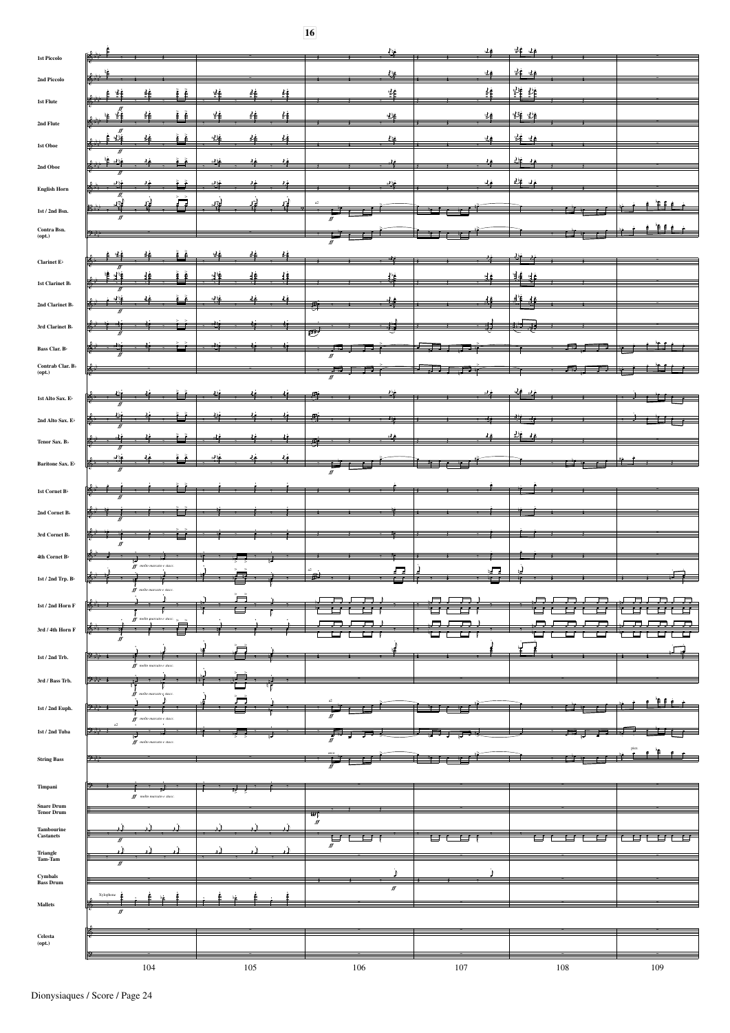16

1st Piccolo

2nd Piccolo

1st Flute

2nd Flute

1st Oboe

2nd Oboe

English Horn

1st / 2nd Bsn.

Contra Bsn. (opt.)

Clarinet E♭

1st Clarinet B♭

2nd Clarinet B♭

3rd Clarinet B♭

Bass Clar. B♭

Contrab Clar. B♭ (opt.)

1st Alto Sax. E♭

2nd Alto Sax. E♭

Tenor Sax. B♭

Baritone Sax. E♭

1st Cornet B♭

2nd Cornet B♭

3rd Cornet B♭

4th Cornet B♭

1st / 2nd Trp. B♭

1st / 2nd Horn F

3rd / 4th Horn F

1st / 2nd Trb.

3rd / Bass Trb.

1st / 2nd Euph.

1st / 2nd Tuba

String Bass

Timpani

Snare Drum
Tenor Drum

Tambourine
Castanets

Triangle
Tam-Tam

Cymbals
Bass Drum

Mallets

Celesta (opt.)

*ff* *molto marcato e stacc.*

a2

arco

pizz.

Xylophone

104 105 106 107 108 109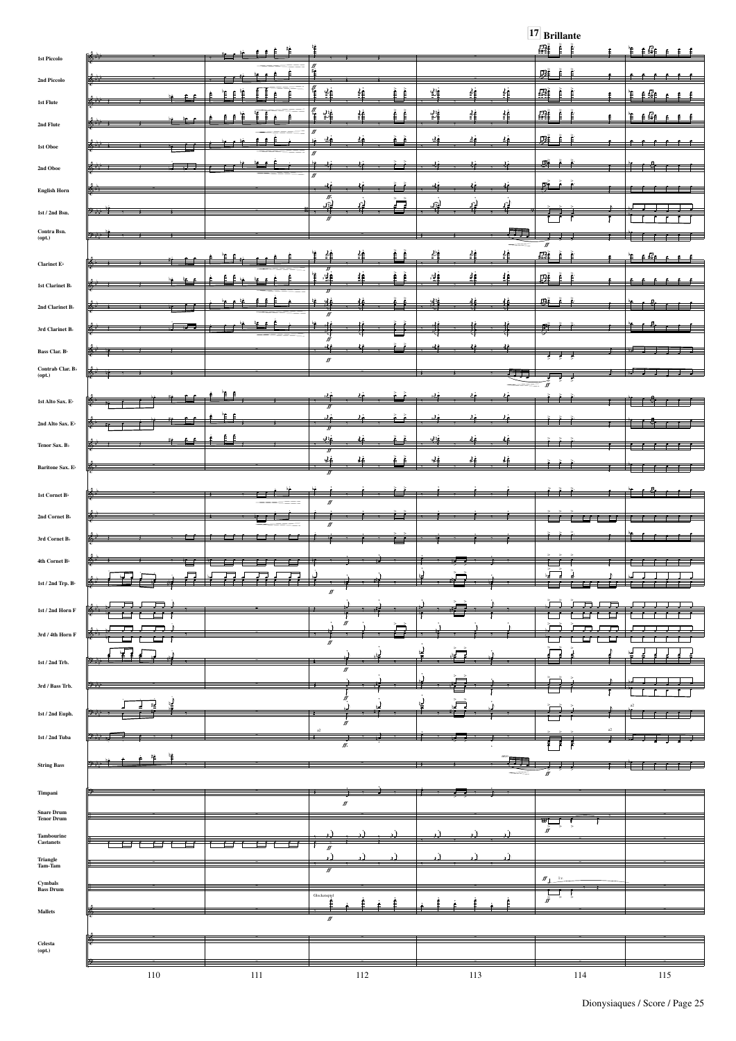**17 Brillante**

1st Piccolo
2nd Piccolo
1st Flute
2nd Flute
1st Oboe
2nd Oboe
English Horn
1st / 2nd Bsn.
Contra Bsn. (opt.)
Clarinet E♭
1st Clarinet B♭
2nd Clarinet B♭
3rd Clarinet B♭
Bass Clar. B♭
Contrab Clar. B♭ (opt.)
1st Alto Sax. E♭
2nd Alto Sax. E♭
Tenor Sax. B♭
Baritone Sax. E♭
1st Cornet B♭
2nd Cornet B♭
3rd Cornet B♭
4th Cornet B♭
1st / 2nd Trp. B♭
1st / 2nd Horn F
3rd / 4th Horn F
1st / 2nd Trb.
3rd / Bass Trb.
1st / 2nd Euph.
1st / 2nd Tuba
String Bass
Timpani
Snare Drum
Tenor Drum
Tambourine
Castanets
Triangle
Tam-Tam
Cymbals
Bass Drum
Mallets
Celesta (opt.)

Glockenspiel

110 111 112 113 114 115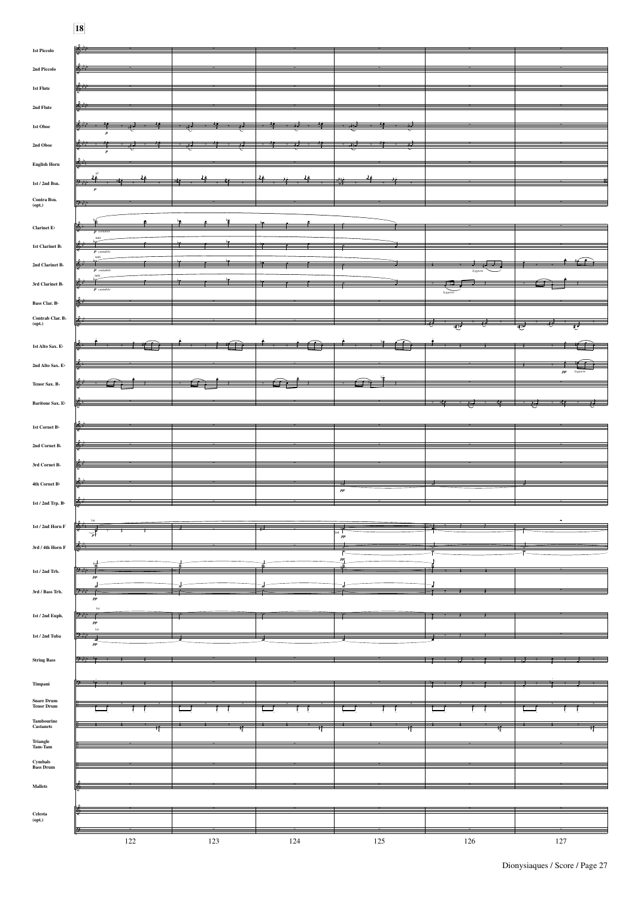18

1st Piccolo

2nd Piccolo

1st Flute

2nd Flute

1st Oboe

2nd Oboe

English Horn

1st / 2nd Bsn.

Contra Bsn. (opt.)

Clarinet E♭

1st Clarinet B♭

2nd Clarinet B♭

3rd Clarinet B♭

Bass Clar. B♭

Contrab Clar. B♭ (opt.)

1st Alto Sax. E♭

2nd Alto Sax. E♭

Tenor Sax. B♭

Baritone Sax. E♭

1st Cornet B♭

2nd Cornet B♭

3rd Cornet B♭

4th Cornet B♭

1st / 2nd Trp. B♭

1st / 2nd Horn F

3rd / 4th Horn F

1st / 2nd Trb.

3rd / Bass Trb.

1st / 2nd Euph.

1st / 2nd Tuba

String Bass

Timpani

Snare Drum
Tenor Drum

Tambourine
Castanets

Triangle
Tam-Tam

Cymbals
Bass Drum

Mallets

Celesta (opt.)

122 123 124 125 126 127

Dionysiaques / Score / Page 27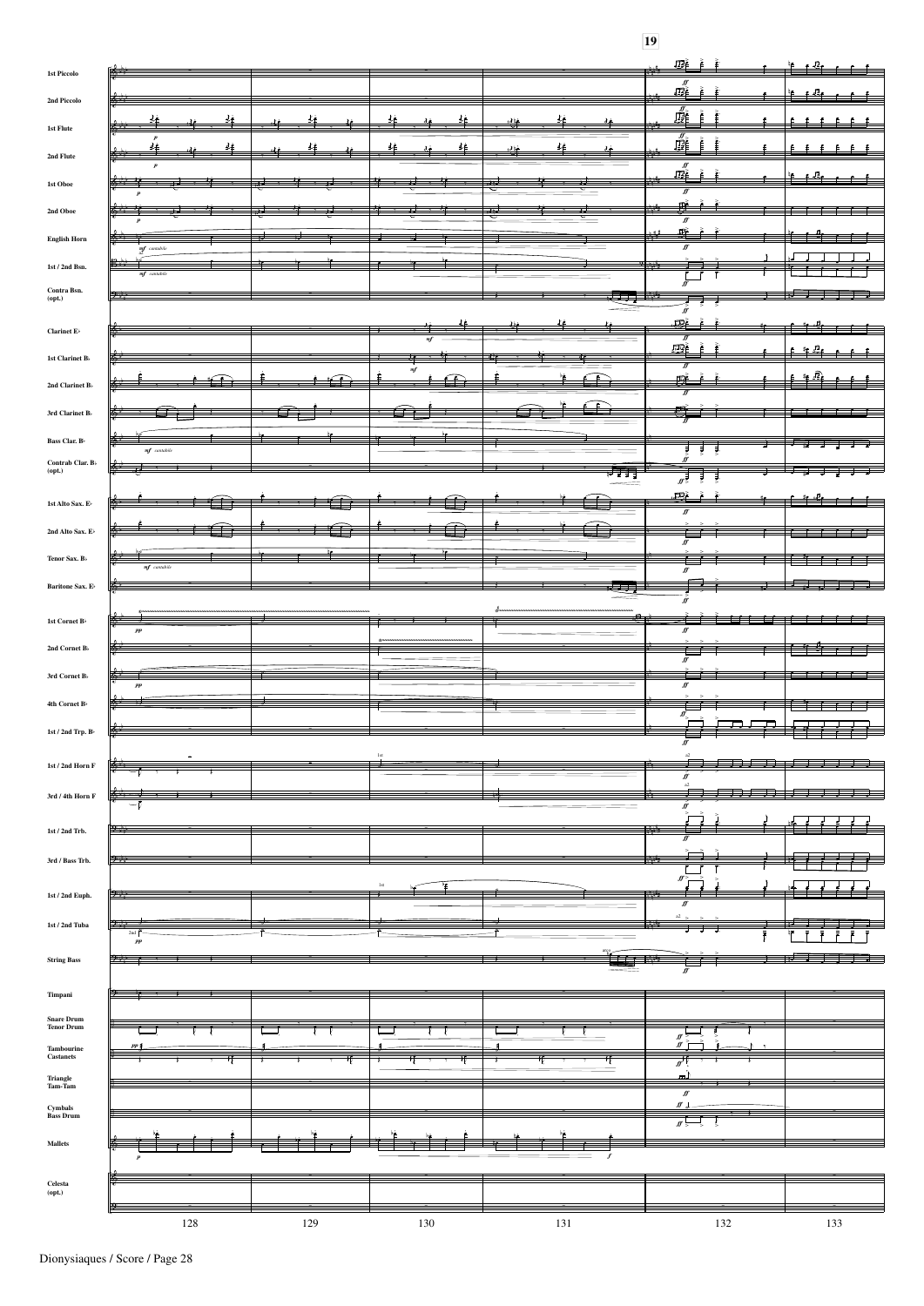**19**

1st Piccolo

2nd Piccolo

1st Flute

2nd Flute

1st Oboe

2nd Oboe

English Horn

1st / 2nd Bsn.

Contra Bsn. (opt.)

Clarinet E♭

1st Clarinet B♭

2nd Clarinet B♭

3rd Clarinet B♭

Bass Clar. B♭

Contrab Clar. B♭ (opt.)

1st Alto Sax. E♭

2nd Alto Sax. E♭

Tenor Sax. B♭

Baritone Sax. E♭

1st Cornet B♭

2nd Cornet B♭

3rd Cornet B♭

4th Cornet B♭

1st / 2nd Trp. B♭

1st / 2nd Horn F

3rd / 4th Horn F

1st / 2nd Trb.

3rd / Bass Trb.

1st / 2nd Euph.

1st / 2nd Tuba

String Bass

Timpani

Snare Drum
Tenor Drum

Tambourine
Castanets

Triangle
Tam-Tam

Cymbals
Bass Drum

Mallets

Celesta (opt.)

128 129 130 131 132 133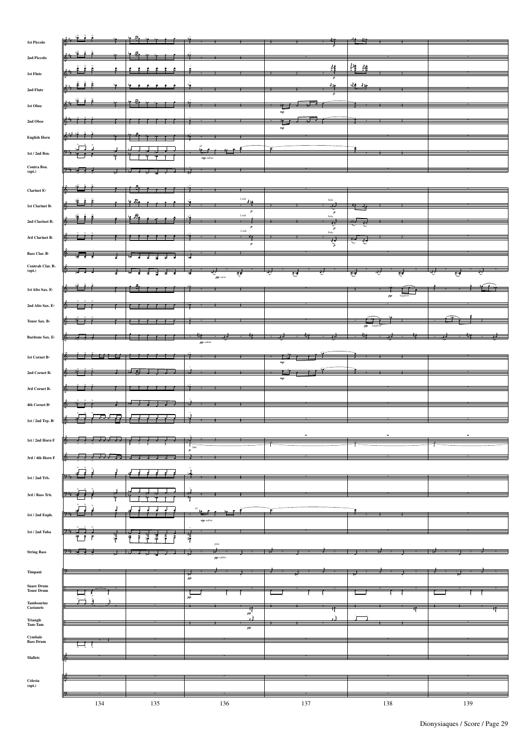1st Piccolo

2nd Piccolo

1st Flute

2nd Flute

1st Oboe

2nd Oboe

English Horn

1st / 2nd Bsn.

Contra Bsn. (opt.)

Clarinet E♭

1st Clarinet B♭

2nd Clarinet B♭

3rd Clarinet B♭

Bass Clar. B♭

Contrab Clar. B♭ (opt.)

1st Alto Sax. E♭

2nd Alto Sax. E♭

Tenor Sax. B♭

Baritone Sax. E♭

1st Cornet B♭

2nd Cornet B♭

3rd Cornet B♭

4th Cornet B♭

1st / 2nd Trp. B♭

1st / 2nd Horn F

3rd / 4th Horn F

1st / 2nd Trb.

3rd / Bass Trb.

1st / 2nd Euph.

1st / 2nd Tuba

String Bass

Timpani

Snare Drum
Tenor Drum

Tambourine
Castanets

Triangle
Tam-Tam

Cymbals
Bass Drum

Mallets

Celesta (opt.)

134 135 136 137 138 139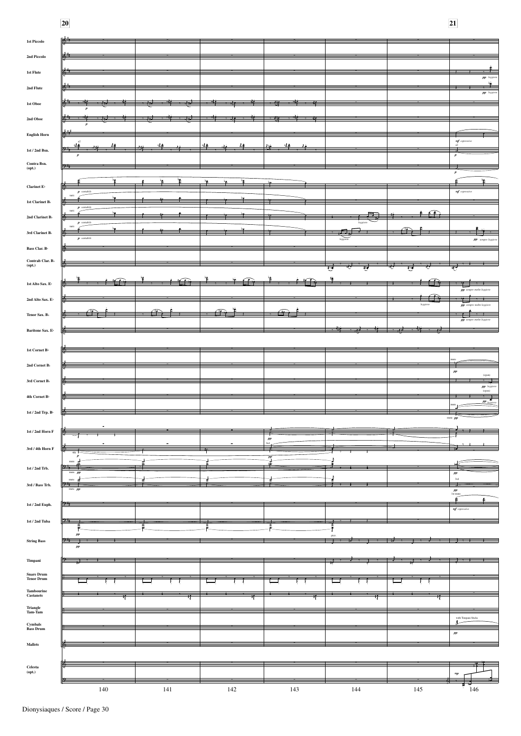20

21

1st Piccolo

2nd Piccolo

1st Flute

2nd Flute

1st Oboe

2nd Oboe

English Horn

1st / 2nd Bsn.

Contra Bsn. (opt.)

Clarinet E♭

1st Clarinet B♭

2nd Clarinet B♭

3rd Clarinet B♭

Bass Clar. B♭

Contrab Clar. B♭ (opt.)

1st Alto Sax. E♭

2nd Alto Sax. E♭

Tenor Sax. B♭

Baritone Sax. E♭

1st Cornet B♭

2nd Cornet B♭

3rd Cornet B♭

4th Cornet B♭

1st / 2nd Trp. B♭

1st / 2nd Horn F

3rd / 4th Horn F

1st / 2nd Trb.

3rd / Bass Trb.

1st / 2nd Euph.

1st / 2nd Tuba

String Bass

Timpani

Snare Drum
Tenor Drum

Tambourine
Castanets

Triangle
Tam-Tam

Cymbals
Bass Drum

Mallets

Celesta (opt.)

140 141 142 143 144 145 146

Dionysiaques / Score / Page 30